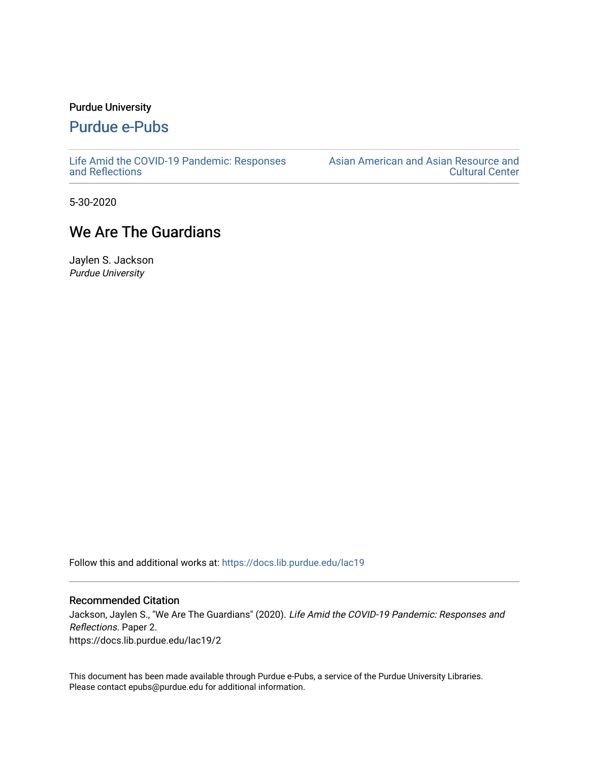Purdue University

# Purdue e-Pubs

Life Amid the COVID-19 Pandemic: Responses and Reflections

Asian American and Asian Resource and Cultural Center

5-30-2020

## We Are The Guardians

Jaylen S. Jackson
*Purdue University*

Follow this and additional works at: https://docs.lib.purdue.edu/lac19

### Recommended Citation

Jackson, Jaylen S., "We Are The Guardians" (2020). *Life Amid the COVID-19 Pandemic: Responses and Reflections.* Paper 2.
https://docs.lib.purdue.edu/lac19/2

This document has been made available through Purdue e-Pubs, a service of the Purdue University Libraries. Please contact epubs@purdue.edu for additional information.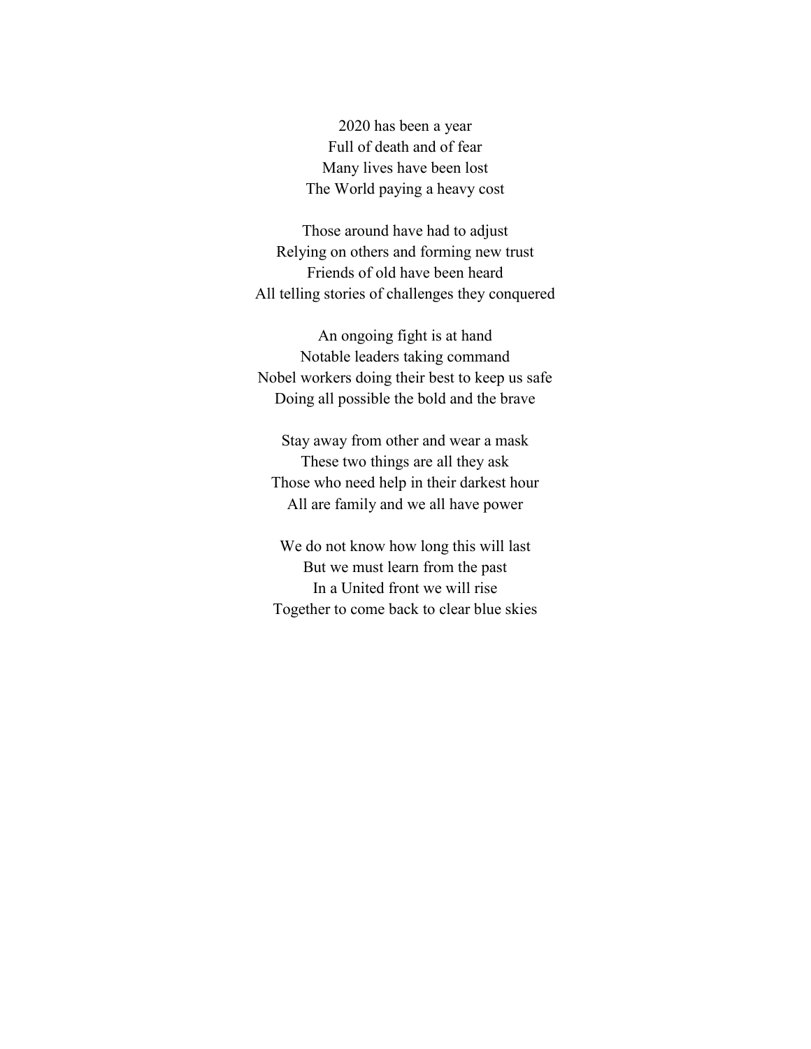2020 has been a year
Full of death and of fear
Many lives have been lost
The World paying a heavy cost

Those around have had to adjust
Relying on others and forming new trust
Friends of old have been heard
All telling stories of challenges they conquered

An ongoing fight is at hand
Notable leaders taking command
Nobel workers doing their best to keep us safe
Doing all possible the bold and the brave

Stay away from other and wear a mask
These two things are all they ask
Those who need help in their darkest hour
All are family and we all have power

We do not know how long this will last
But we must learn from the past
In a United front we will rise
Together to come back to clear blue skies